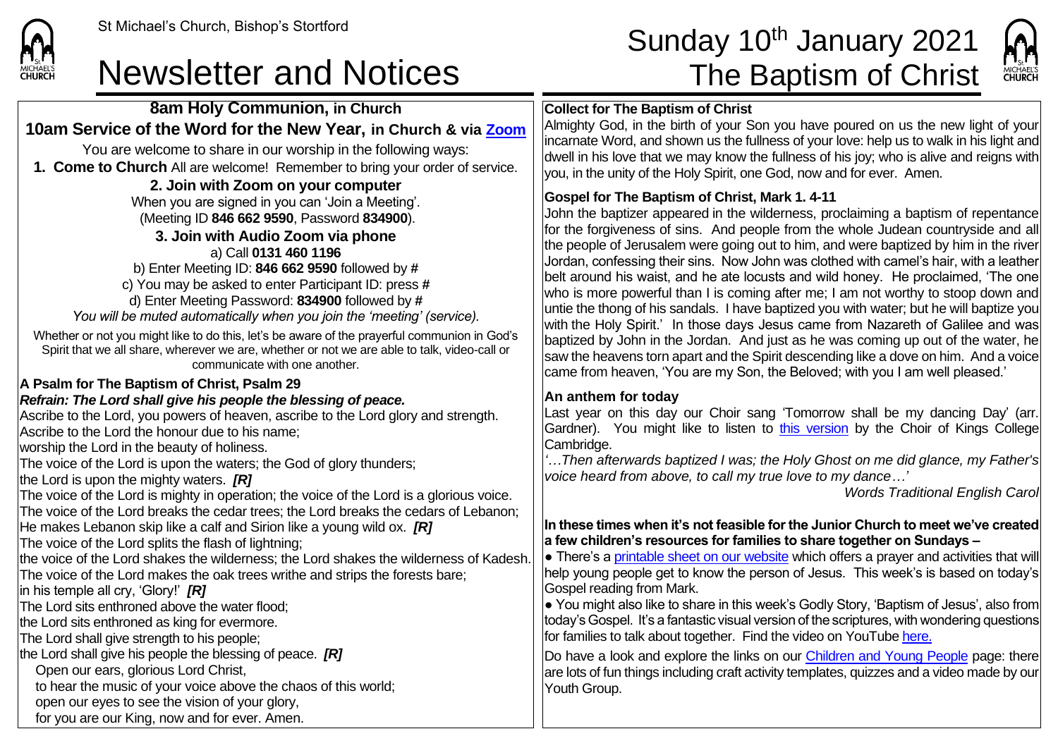St Michael's Church, Bishop's Stortford

# Newsletter and Notices

# Sunday 10th January 2021 The Baptism of Christ

## 8am Holy Communion, in Church

## 10am Service of the Word for the New Year, in Church & via Zoom

You are welcome to share in our worship in the following ways:

**1. Come to Church** All are welcome! Remember to bring your order of service.

**2. Join with Zoom on your computer**

When you are signed in you can 'Join a Meeting'.
(Meeting ID **846 662 9590**, Password **834900**).

**3. Join with Audio Zoom via phone**

a) Call **0131 460 1196**
b) Enter Meeting ID: **846 662 9590** followed by **#**
c) You may be asked to enter Participant ID: press **#**
d) Enter Meeting Password: **834900** followed by **#**
*You will be muted automatically when you join the 'meeting' (service).*

Whether or not you might like to do this, let's be aware of the prayerful communion in God's Spirit that we all share, wherever we are, whether or not we are able to talk, video-call or communicate with one another.

**A Psalm for The Baptism of Christ, Psalm 29**

***Refrain: The Lord shall give his people the blessing of peace.***

Ascribe to the Lord, you powers of heaven, ascribe to the Lord glory and strength.
Ascribe to the Lord the honour due to his name;
worship the Lord in the beauty of holiness.
The voice of the Lord is upon the waters; the God of glory thunders;
the Lord is upon the mighty waters. ***[R]***
The voice of the Lord is mighty in operation; the voice of the Lord is a glorious voice.
The voice of the Lord breaks the cedar trees; the Lord breaks the cedars of Lebanon;
He makes Lebanon skip like a calf and Sirion like a young wild ox. ***[R]***
The voice of the Lord splits the flash of lightning;
the voice of the Lord shakes the wilderness; the Lord shakes the wilderness of Kadesh.
The voice of the Lord makes the oak trees writhe and strips the forests bare;
in his temple all cry, 'Glory!' ***[R]***
The Lord sits enthroned above the water flood;
the Lord sits enthroned as king for evermore.
The Lord shall give strength to his people;
the Lord shall give his people the blessing of peace. ***[R]***

Open our ears, glorious Lord Christ,
to hear the music of your voice above the chaos of this world;
open our eyes to see the vision of your glory,
for you are our King, now and for ever. Amen.

**Collect for The Baptism of Christ**

Almighty God, in the birth of your Son you have poured on us the new light of your incarnate Word, and shown us the fullness of your love: help us to walk in his light and dwell in his love that we may know the fullness of his joy; who is alive and reigns with you, in the unity of the Holy Spirit, one God, now and for ever. Amen.

**Gospel for The Baptism of Christ, Mark 1. 4-11**

John the baptizer appeared in the wilderness, proclaiming a baptism of repentance for the forgiveness of sins. And people from the whole Judean countryside and all the people of Jerusalem were going out to him, and were baptized by him in the river Jordan, confessing their sins. Now John was clothed with camel's hair, with a leather belt around his waist, and he ate locusts and wild honey. He proclaimed, 'The one who is more powerful than I is coming after me; I am not worthy to stoop down and untie the thong of his sandals. I have baptized you with water; but he will baptize you with the Holy Spirit.' In those days Jesus came from Nazareth of Galilee and was baptized by John in the Jordan. And just as he was coming up out of the water, he saw the heavens torn apart and the Spirit descending like a dove on him. And a voice came from heaven, 'You are my Son, the Beloved; with you I am well pleased.'

**An anthem for today**

Last year on this day our Choir sang 'Tomorrow shall be my dancing Day' (arr. Gardner). You might like to listen to this version by the Choir of Kings College Cambridge.

*'…Then afterwards baptized I was; the Holy Ghost on me did glance, my Father's voice heard from above, to call my true love to my dance…'*

*Words Traditional English Carol*

**In these times when it's not feasible for the Junior Church to meet we've created a few children's resources for families to share together on Sundays –**

- There's a printable sheet on our website which offers a prayer and activities that will help young people get to know the person of Jesus. This week's is based on today's Gospel reading from Mark.
- You might also like to share in this week's Godly Story, 'Baptism of Jesus', also from today's Gospel. It's a fantastic visual version of the scriptures, with wondering questions for families to talk about together. Find the video on YouTube here.

Do have a look and explore the links on our Children and Young People page: there are lots of fun things including craft activity templates, quizzes and a video made by our Youth Group.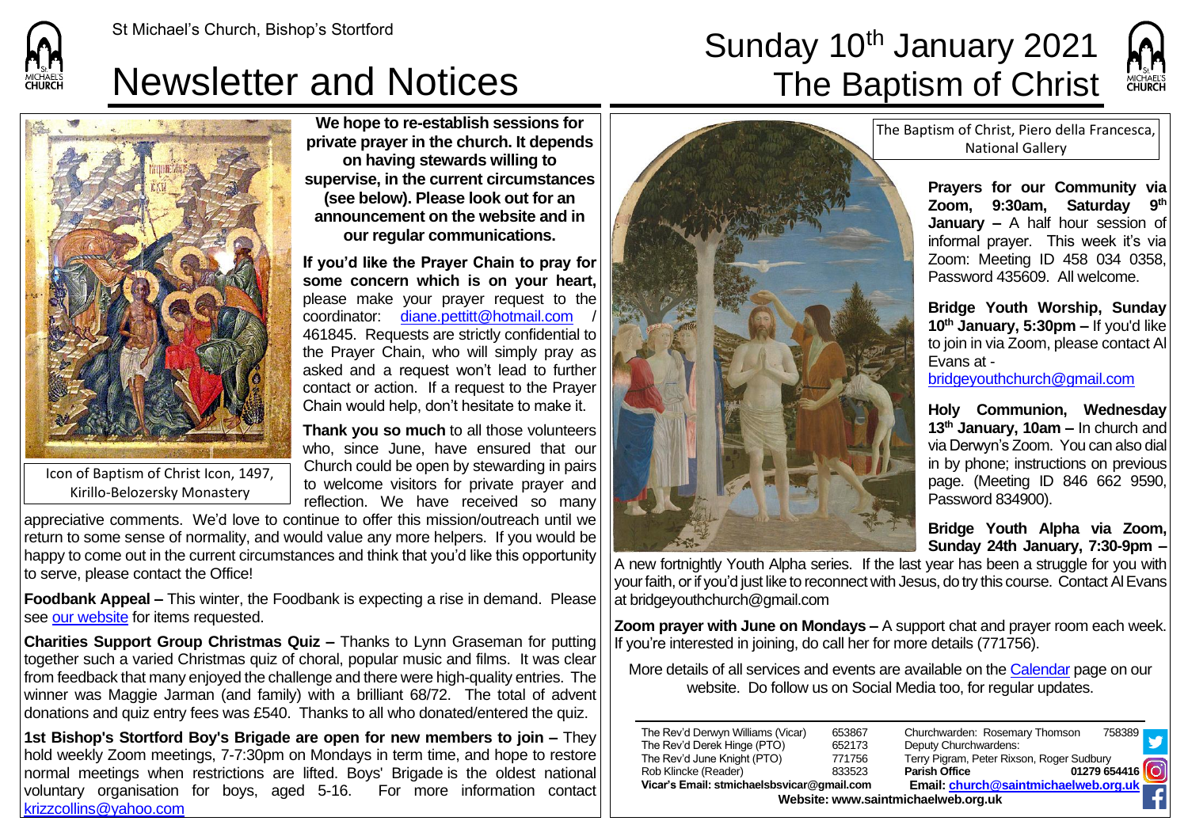St Michael's Church, Bishop's Stortford

# Newsletter and Notices

# Sunday 10th January 2021 The Baptism of Christ

Icon of Baptism of Christ Icon, 1497, Kirillo-Belozersky Monastery

**We hope to re-establish sessions for private prayer in the church. It depends on having stewards willing to supervise, in the current circumstances (see below). Please look out for an announcement on the website and in our regular communications.**

**If you'd like the Prayer Chain to pray for some concern which is on your heart,** please make your prayer request to the coordinator: diane.pettitt@hotmail.com / 461845. Requests are strictly confidential to the Prayer Chain, who will simply pray as asked and a request won't lead to further contact or action. If a request to the Prayer Chain would help, don't hesitate to make it.

**Thank you so much** to all those volunteers who, since June, have ensured that our Church could be open by stewarding in pairs to welcome visitors for private prayer and reflection. We have received so many appreciative comments. We'd love to continue to offer this mission/outreach until we return to some sense of normality, and would value any more helpers. If you would be happy to come out in the current circumstances and think that you'd like this opportunity to serve, please contact the Office!

**Foodbank Appeal –** This winter, the Foodbank is expecting a rise in demand. Please see our website for items requested.

**Charities Support Group Christmas Quiz –** Thanks to Lynn Graseman for putting together such a varied Christmas quiz of choral, popular music and films. It was clear from feedback that many enjoyed the challenge and there were high-quality entries. The winner was Maggie Jarman (and family) with a brilliant 68/72. The total of advent donations and quiz entry fees was £540. Thanks to all who donated/entered the quiz.

**1st Bishop's Stortford Boy's Brigade are open for new members to join –** They hold weekly Zoom meetings, 7-7:30pm on Mondays in term time, and hope to restore normal meetings when restrictions are lifted. Boys' Brigade is the oldest national voluntary organisation for boys, aged 5-16. For more information contact krizzcollins@yahoo.com

The Baptism of Christ, Piero della Francesca, National Gallery

**Prayers for our Community via Zoom, 9:30am, Saturday 9th January –** A half hour session of informal prayer. This week it's via Zoom: Meeting ID 458 034 0358, Password 435609. All welcome.

**Bridge Youth Worship, Sunday 10th January, 5:30pm –** If you'd like to join in via Zoom, please contact Al Evans at - bridgeyouthchurch@gmail.com

**Holy Communion, Wednesday 13th January, 10am –** In church and via Derwyn's Zoom. You can also dial in by phone; instructions on previous page. (Meeting ID 846 662 9590, Password 834900).

**Bridge Youth Alpha via Zoom, Sunday 24th January, 7:30-9pm –** A new fortnightly Youth Alpha series. If the last year has been a struggle for you with your faith, or if you'd just like to reconnect with Jesus, do try this course. Contact Al Evans at bridgeyouthchurch@gmail.com

**Zoom prayer with June on Mondays –** A support chat and prayer room each week. If you're interested in joining, do call her for more details (771756).

More details of all services and events are available on the Calendar page on our website. Do follow us on Social Media too, for regular updates.

| | | | |
|---|---|---|---|
| The Rev'd Derwyn Williams (Vicar) | 653867 | Churchwarden: Rosemary Thomson | 758389 |
| The Rev'd Derek Hinge (PTO) | 652173 | Deputy Churchwardens: | |
| The Rev'd June Knight (PTO) | 771756 | Terry Pigram, Peter Rixson, Roger Sudbury | |
| Rob Klincke (Reader) | 833523 | **Parish Office** | **01279 654416** |
| **Vicar's Email: stmichaelsbsvicar@gmail.com** | | **Email: church@saintmichaelweb.org.uk** | |

**Website: www.saintmichaelweb.org.uk**